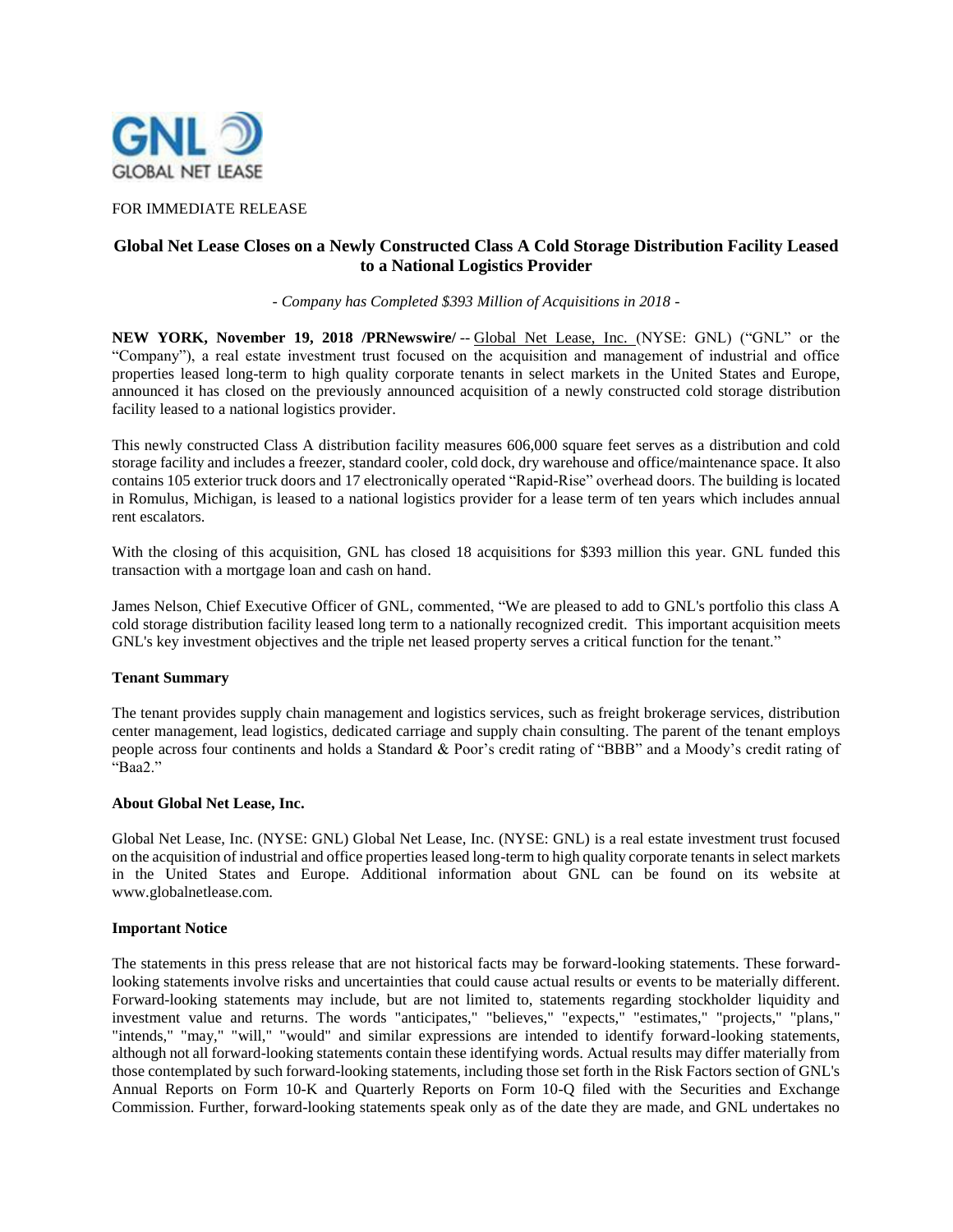GNL
GLOBAL NET LEASE

FOR IMMEDIATE RELEASE

## Global Net Lease Closes on a Newly Constructed Class A Cold Storage Distribution Facility Leased to a National Logistics Provider

*- Company has Completed $393 Million of Acquisitions in 2018 -*

**NEW YORK, November 19, 2018 /PRNewswire/** -- Global Net Lease, Inc. (NYSE: GNL) ("GNL" or the "Company"), a real estate investment trust focused on the acquisition and management of industrial and office properties leased long-term to high quality corporate tenants in select markets in the United States and Europe, announced it has closed on the previously announced acquisition of a newly constructed cold storage distribution facility leased to a national logistics provider.

This newly constructed Class A distribution facility measures 606,000 square feet serves as a distribution and cold storage facility and includes a freezer, standard cooler, cold dock, dry warehouse and office/maintenance space. It also contains 105 exterior truck doors and 17 electronically operated "Rapid-Rise" overhead doors. The building is located in Romulus, Michigan, is leased to a national logistics provider for a lease term of ten years which includes annual rent escalators.

With the closing of this acquisition, GNL has closed 18 acquisitions for $393 million this year. GNL funded this transaction with a mortgage loan and cash on hand.

James Nelson, Chief Executive Officer of GNL, commented, "We are pleased to add to GNL's portfolio this class A cold storage distribution facility leased long term to a nationally recognized credit. This important acquisition meets GNL's key investment objectives and the triple net leased property serves a critical function for the tenant."

**Tenant Summary**

The tenant provides supply chain management and logistics services, such as freight brokerage services, distribution center management, lead logistics, dedicated carriage and supply chain consulting. The parent of the tenant employs people across four continents and holds a Standard & Poor's credit rating of "BBB" and a Moody's credit rating of "Baa2."

**About Global Net Lease, Inc.**

Global Net Lease, Inc. (NYSE: GNL) Global Net Lease, Inc. (NYSE: GNL) is a real estate investment trust focused on the acquisition of industrial and office properties leased long-term to high quality corporate tenants in select markets in the United States and Europe. Additional information about GNL can be found on its website at www.globalnetlease.com.

**Important Notice**

The statements in this press release that are not historical facts may be forward-looking statements. These forward-looking statements involve risks and uncertainties that could cause actual results or events to be materially different. Forward-looking statements may include, but are not limited to, statements regarding stockholder liquidity and investment value and returns. The words "anticipates," "believes," "expects," "estimates," "projects," "plans," "intends," "may," "will," "would" and similar expressions are intended to identify forward-looking statements, although not all forward-looking statements contain these identifying words. Actual results may differ materially from those contemplated by such forward-looking statements, including those set forth in the Risk Factors section of GNL's Annual Reports on Form 10-K and Quarterly Reports on Form 10-Q filed with the Securities and Exchange Commission. Further, forward-looking statements speak only as of the date they are made, and GNL undertakes no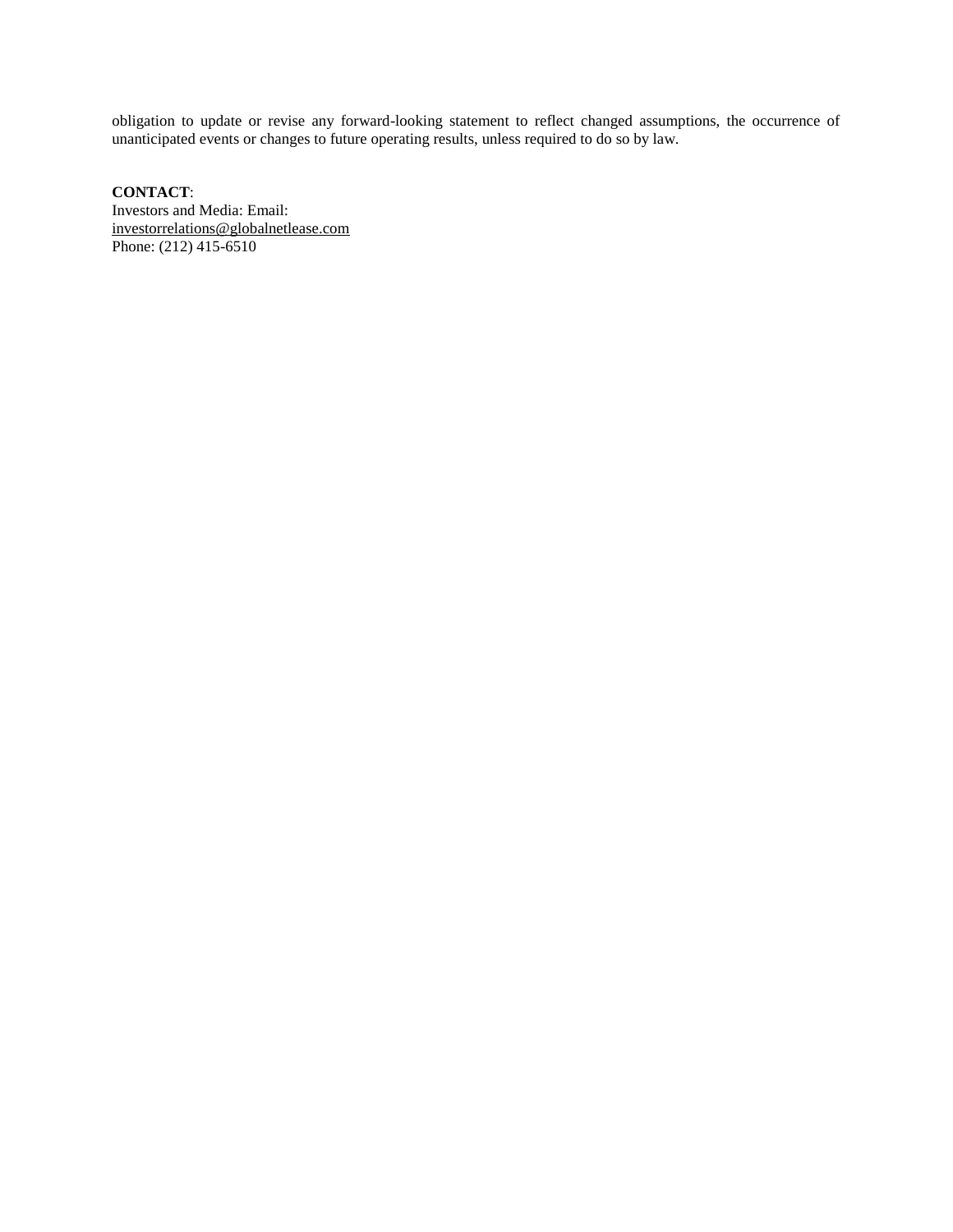obligation to update or revise any forward-looking statement to reflect changed assumptions, the occurrence of unanticipated events or changes to future operating results, unless required to do so by law.

**CONTACT**:
Investors and Media: Email:
investorrelations@globalnetlease.com
Phone: (212) 415-6510